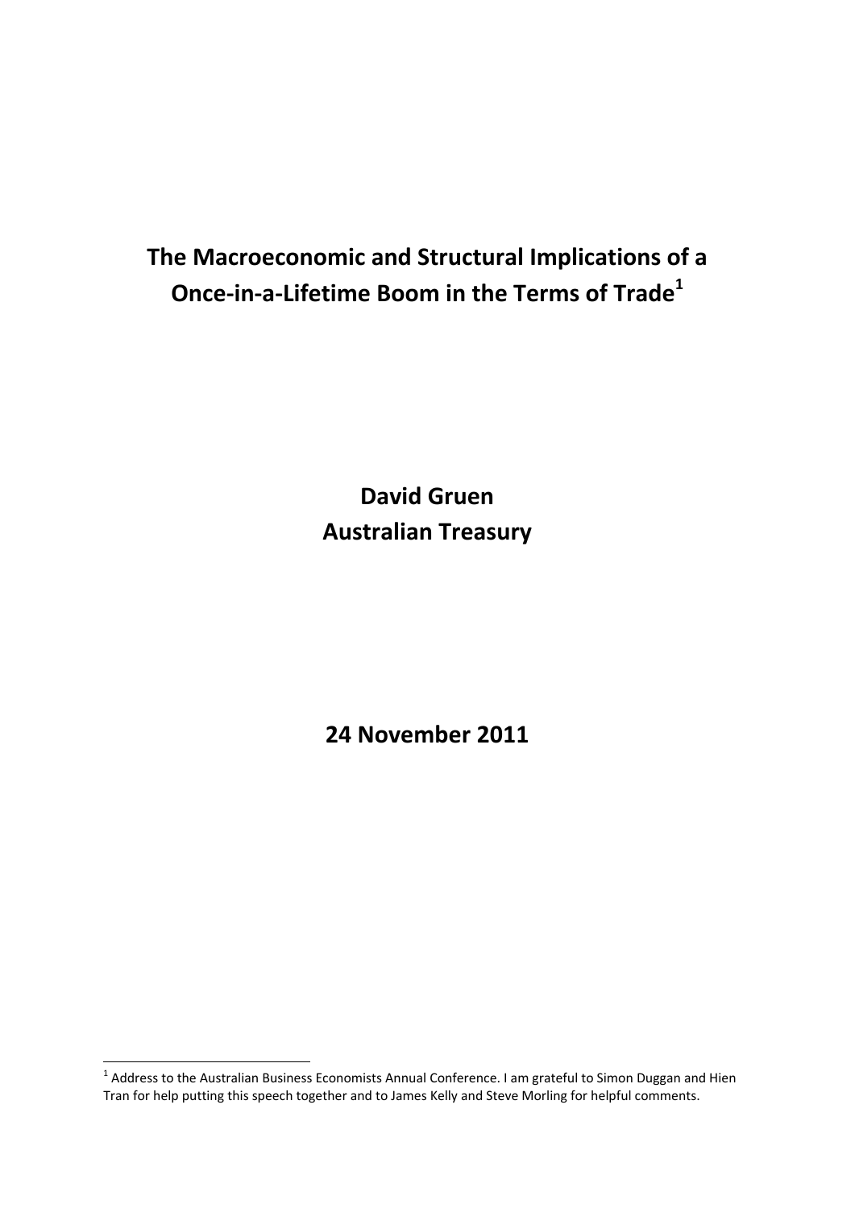# The Macroeconomic and Structural Implications of a Once-in-a-Lifetime Boom in the Terms of Trade[1]

**David Gruen**
**Australian Treasury**

**24 November 2011**

[1] Address to the Australian Business Economists Annual Conference. I am grateful to Simon Duggan and Hien Tran for help putting this speech together and to James Kelly and Steve Morling for helpful comments.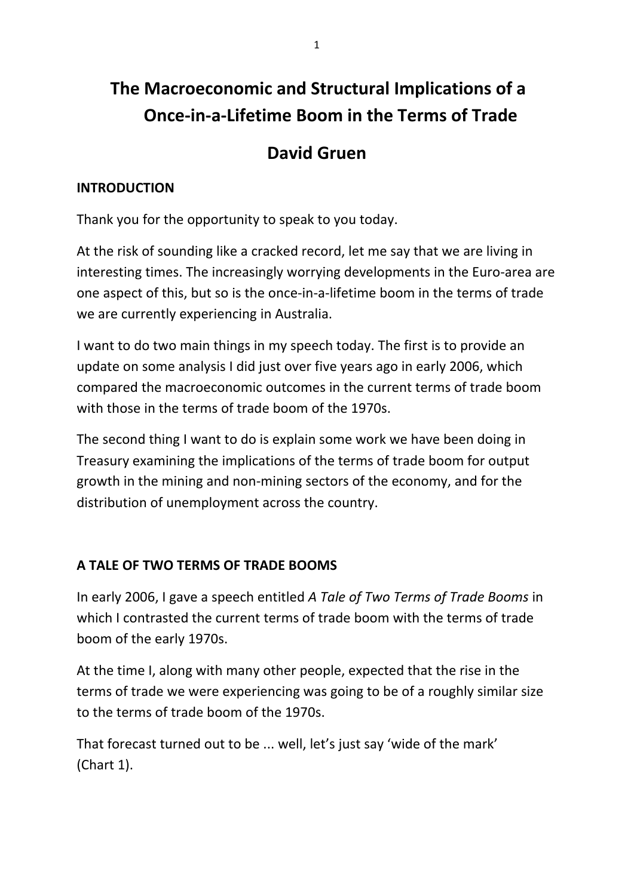# The Macroeconomic and Structural Implications of a Once-in-a-Lifetime Boom in the Terms of Trade

## David Gruen

### INTRODUCTION

Thank you for the opportunity to speak to you today.

At the risk of sounding like a cracked record, let me say that we are living in interesting times. The increasingly worrying developments in the Euro-area are one aspect of this, but so is the once-in-a-lifetime boom in the terms of trade we are currently experiencing in Australia.

I want to do two main things in my speech today. The first is to provide an update on some analysis I did just over five years ago in early 2006, which compared the macroeconomic outcomes in the current terms of trade boom with those in the terms of trade boom of the 1970s.

The second thing I want to do is explain some work we have been doing in Treasury examining the implications of the terms of trade boom for output growth in the mining and non-mining sectors of the economy, and for the distribution of unemployment across the country.

### A TALE OF TWO TERMS OF TRADE BOOMS

In early 2006, I gave a speech entitled *A Tale of Two Terms of Trade Booms* in which I contrasted the current terms of trade boom with the terms of trade boom of the early 1970s.

At the time I, along with many other people, expected that the rise in the terms of trade we were experiencing was going to be of a roughly similar size to the terms of trade boom of the 1970s.

That forecast turned out to be ... well, let's just say 'wide of the mark' (Chart 1).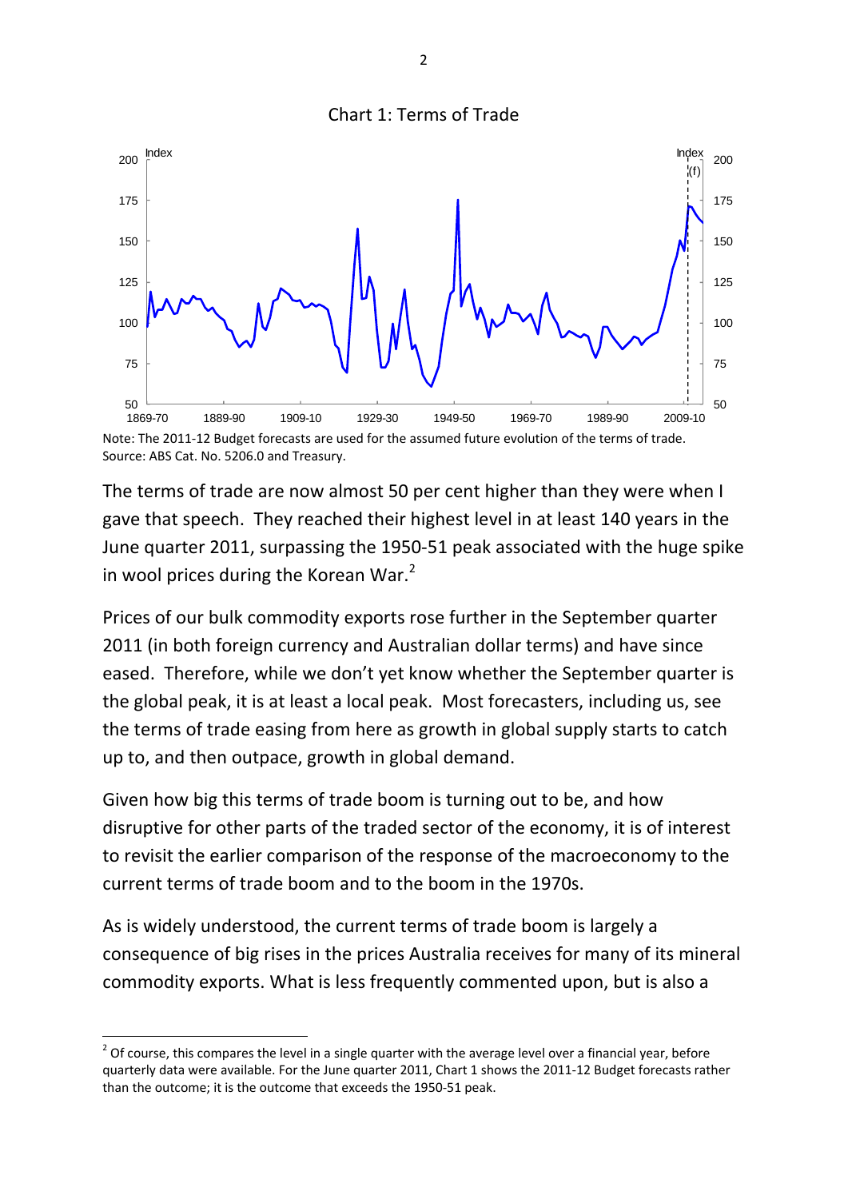Chart 1: Terms of Trade

Note: The 2011-12 Budget forecasts are used for the assumed future evolution of the terms of trade.
Source: ABS Cat. No. 5206.0 and Treasury.

The terms of trade are now almost 50 per cent higher than they were when I gave that speech. They reached their highest level in at least 140 years in the June quarter 2011, surpassing the 1950-51 peak associated with the huge spike in wool prices during the Korean War.[2]

Prices of our bulk commodity exports rose further in the September quarter 2011 (in both foreign currency and Australian dollar terms) and have since eased. Therefore, while we don't yet know whether the September quarter is the global peak, it is at least a local peak. Most forecasters, including us, see the terms of trade easing from here as growth in global supply starts to catch up to, and then outpace, growth in global demand.

Given how big this terms of trade boom is turning out to be, and how disruptive for other parts of the traded sector of the economy, it is of interest to revisit the earlier comparison of the response of the macroeconomy to the current terms of trade boom and to the boom in the 1970s.

As is widely understood, the current terms of trade boom is largely a consequence of big rises in the prices Australia receives for many of its mineral commodity exports. What is less frequently commented upon, but is also a

[2] Of course, this compares the level in a single quarter with the average level over a financial year, before quarterly data were available. For the June quarter 2011, Chart 1 shows the 2011-12 Budget forecasts rather than the outcome; it is the outcome that exceeds the 1950-51 peak.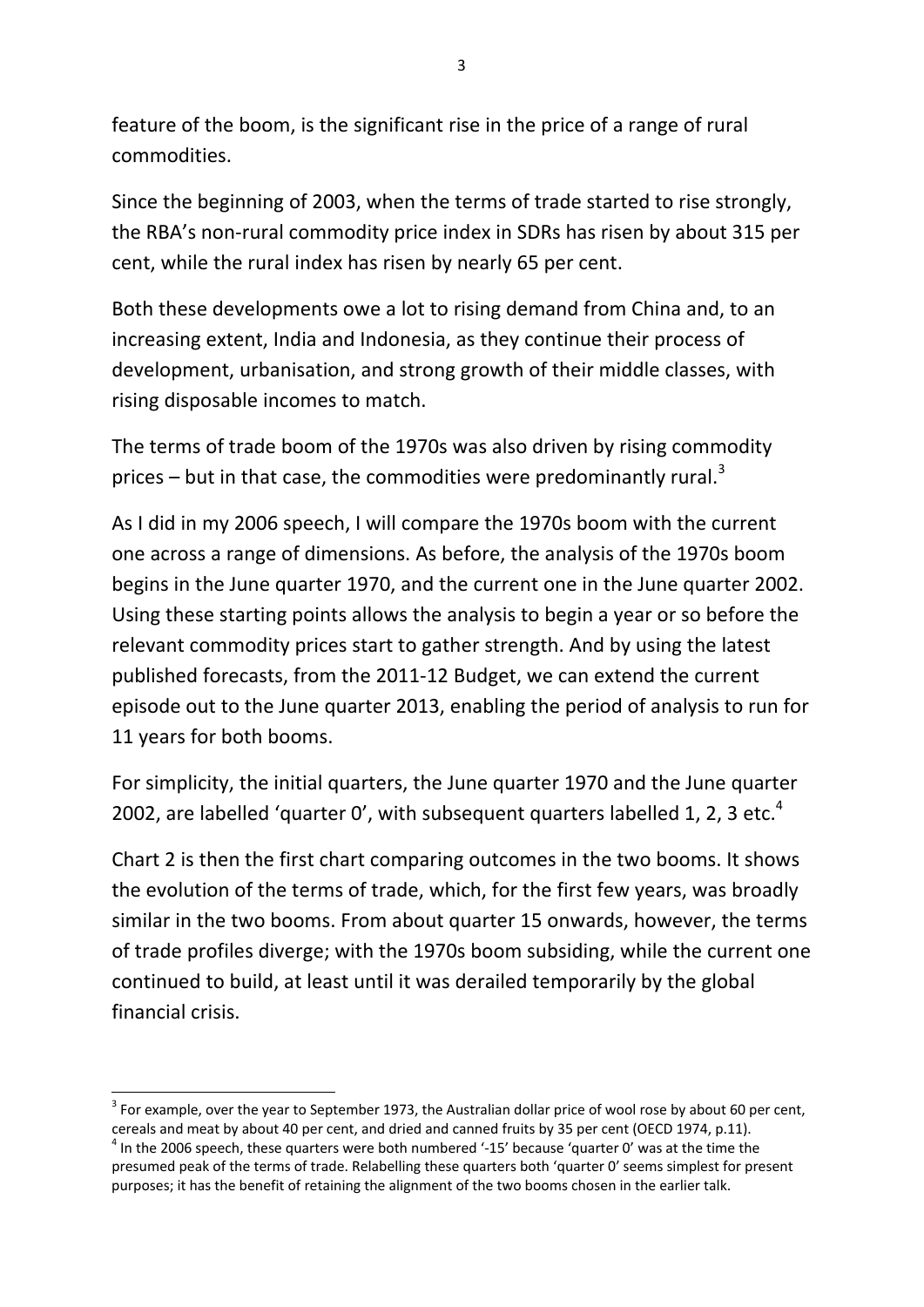feature of the boom, is the significant rise in the price of a range of rural commodities.

Since the beginning of 2003, when the terms of trade started to rise strongly, the RBA's non-rural commodity price index in SDRs has risen by about 315 per cent, while the rural index has risen by nearly 65 per cent.

Both these developments owe a lot to rising demand from China and, to an increasing extent, India and Indonesia, as they continue their process of development, urbanisation, and strong growth of their middle classes, with rising disposable incomes to match.

The terms of trade boom of the 1970s was also driven by rising commodity prices – but in that case, the commodities were predominantly rural.[3]

As I did in my 2006 speech, I will compare the 1970s boom with the current one across a range of dimensions. As before, the analysis of the 1970s boom begins in the June quarter 1970, and the current one in the June quarter 2002. Using these starting points allows the analysis to begin a year or so before the relevant commodity prices start to gather strength. And by using the latest published forecasts, from the 2011-12 Budget, we can extend the current episode out to the June quarter 2013, enabling the period of analysis to run for 11 years for both booms.

For simplicity, the initial quarters, the June quarter 1970 and the June quarter 2002, are labelled 'quarter 0', with subsequent quarters labelled 1, 2, 3 etc.[4]

Chart 2 is then the first chart comparing outcomes in the two booms. It shows the evolution of the terms of trade, which, for the first few years, was broadly similar in the two booms. From about quarter 15 onwards, however, the terms of trade profiles diverge; with the 1970s boom subsiding, while the current one continued to build, at least until it was derailed temporarily by the global financial crisis.

---

[3] For example, over the year to September 1973, the Australian dollar price of wool rose by about 60 per cent, cereals and meat by about 40 per cent, and dried and canned fruits by 35 per cent (OECD 1974, p.11).

[4] In the 2006 speech, these quarters were both numbered '-15' because 'quarter 0' was at the time the presumed peak of the terms of trade. Relabelling these quarters both 'quarter 0' seems simplest for present purposes; it has the benefit of retaining the alignment of the two booms chosen in the earlier talk.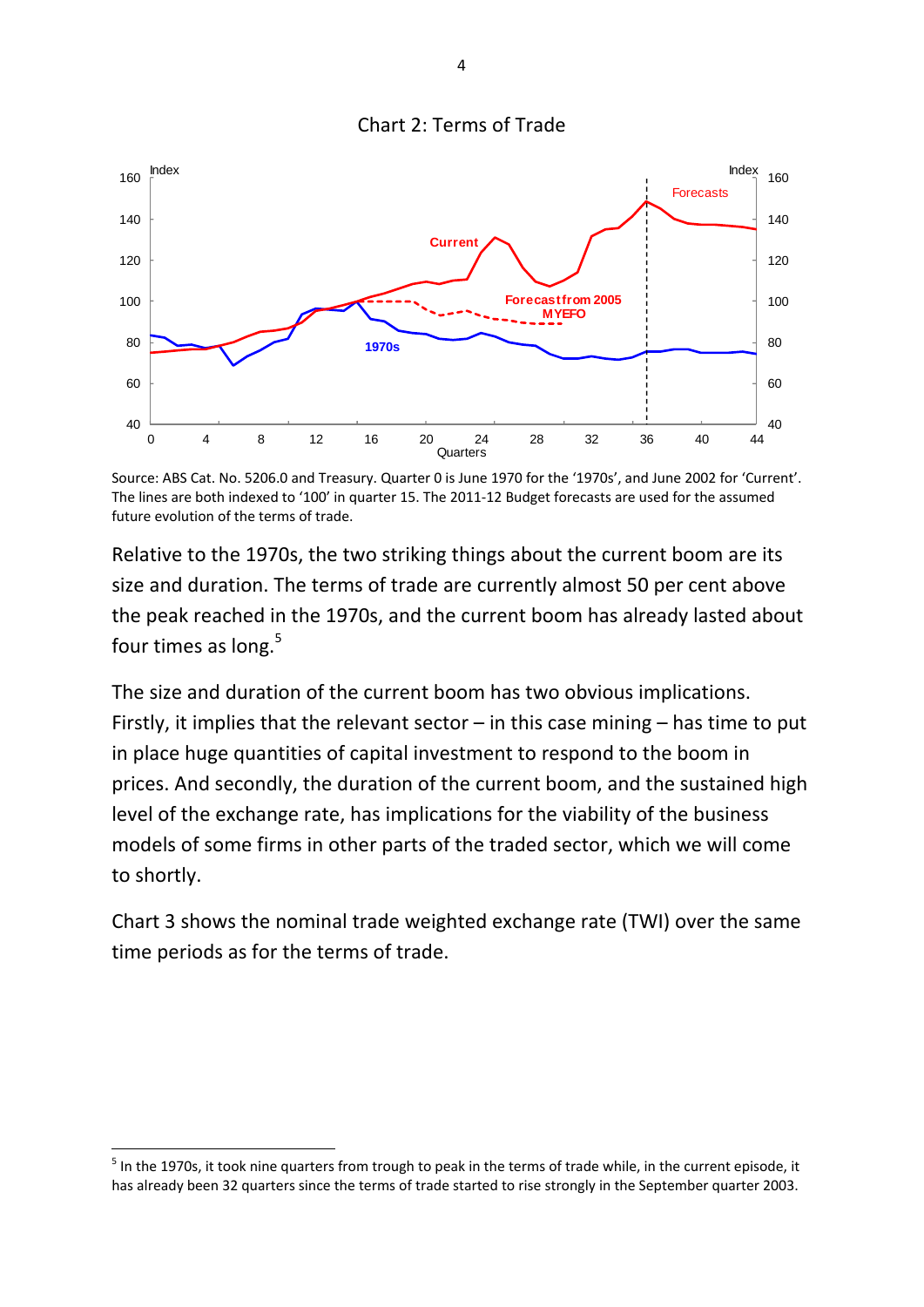Chart 2: Terms of Trade

Source: ABS Cat. No. 5206.0 and Treasury. Quarter 0 is June 1970 for the '1970s', and June 2002 for 'Current'. The lines are both indexed to '100' in quarter 15. The 2011-12 Budget forecasts are used for the assumed future evolution of the terms of trade.

Relative to the 1970s, the two striking things about the current boom are its size and duration. The terms of trade are currently almost 50 per cent above the peak reached in the 1970s, and the current boom has already lasted about four times as long.[5]

The size and duration of the current boom has two obvious implications. Firstly, it implies that the relevant sector – in this case mining – has time to put in place huge quantities of capital investment to respond to the boom in prices. And secondly, the duration of the current boom, and the sustained high level of the exchange rate, has implications for the viability of the business models of some firms in other parts of the traded sector, which we will come to shortly.

Chart 3 shows the nominal trade weighted exchange rate (TWI) over the same time periods as for the terms of trade.

[5] In the 1970s, it took nine quarters from trough to peak in the terms of trade while, in the current episode, it has already been 32 quarters since the terms of trade started to rise strongly in the September quarter 2003.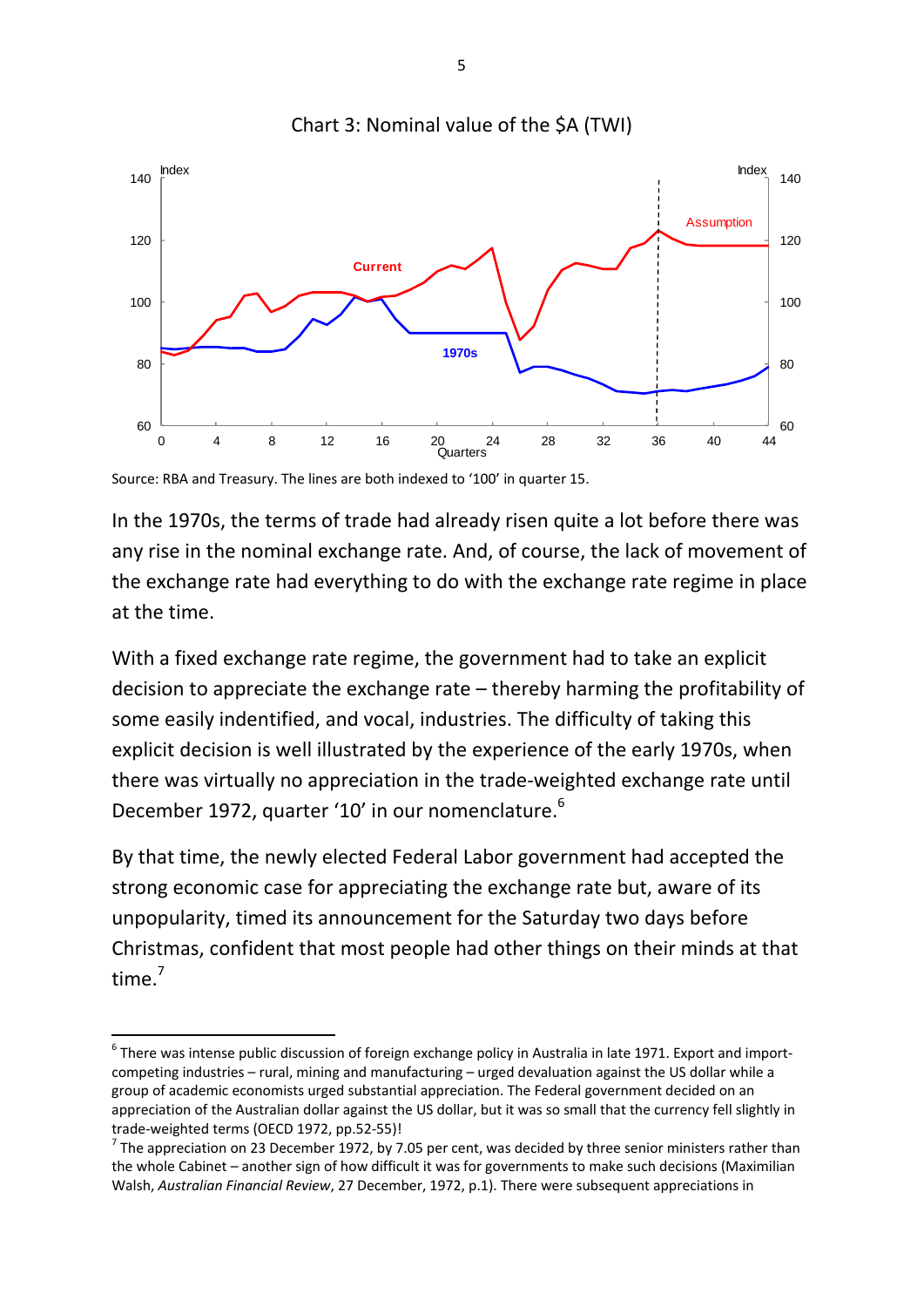Chart 3: Nominal value of the $A (TWI)

Source: RBA and Treasury. The lines are both indexed to '100' in quarter 15.

In the 1970s, the terms of trade had already risen quite a lot before there was any rise in the nominal exchange rate. And, of course, the lack of movement of the exchange rate had everything to do with the exchange rate regime in place at the time.

With a fixed exchange rate regime, the government had to take an explicit decision to appreciate the exchange rate – thereby harming the profitability of some easily indentified, and vocal, industries. The difficulty of taking this explicit decision is well illustrated by the experience of the early 1970s, when there was virtually no appreciation in the trade-weighted exchange rate until December 1972, quarter '10' in our nomenclature.[6]

By that time, the newly elected Federal Labor government had accepted the strong economic case for appreciating the exchange rate but, aware of its unpopularity, timed its announcement for the Saturday two days before Christmas, confident that most people had other things on their minds at that time.[7]

---

[6] There was intense public discussion of foreign exchange policy in Australia in late 1971. Export and import-competing industries – rural, mining and manufacturing – urged devaluation against the US dollar while a group of academic economists urged substantial appreciation. The Federal government decided on an appreciation of the Australian dollar against the US dollar, but it was so small that the currency fell slightly in trade-weighted terms (OECD 1972, pp.52-55)!

[7] The appreciation on 23 December 1972, by 7.05 per cent, was decided by three senior ministers rather than the whole Cabinet – another sign of how difficult it was for governments to make such decisions (Maximilian Walsh, *Australian Financial Review*, 27 December, 1972, p.1). There were subsequent appreciations in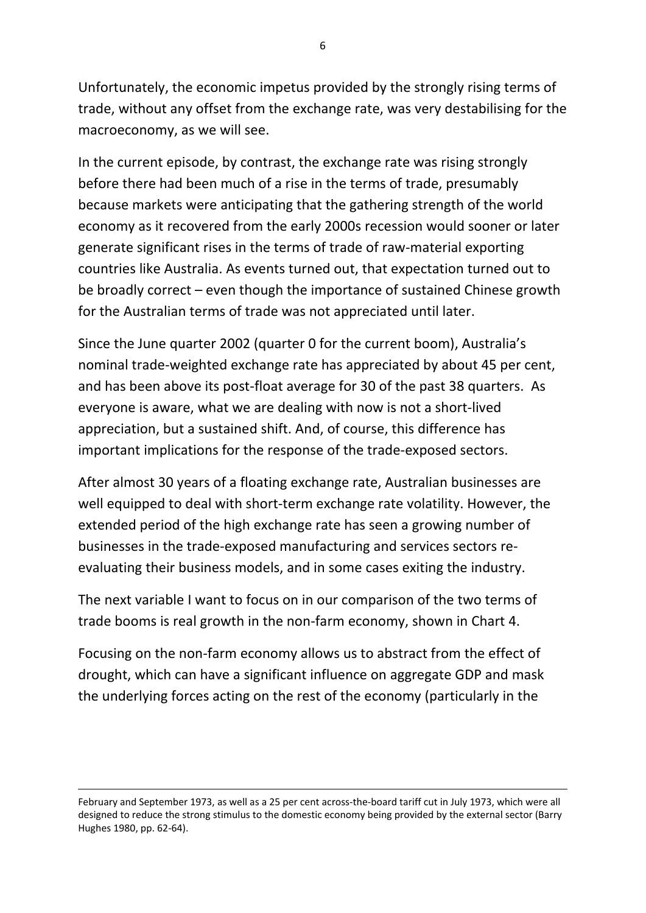Unfortunately, the economic impetus provided by the strongly rising terms of trade, without any offset from the exchange rate, was very destabilising for the macroeconomy, as we will see.

In the current episode, by contrast, the exchange rate was rising strongly before there had been much of a rise in the terms of trade, presumably because markets were anticipating that the gathering strength of the world economy as it recovered from the early 2000s recession would sooner or later generate significant rises in the terms of trade of raw-material exporting countries like Australia. As events turned out, that expectation turned out to be broadly correct – even though the importance of sustained Chinese growth for the Australian terms of trade was not appreciated until later.

Since the June quarter 2002 (quarter 0 for the current boom), Australia's nominal trade-weighted exchange rate has appreciated by about 45 per cent, and has been above its post-float average for 30 of the past 38 quarters. As everyone is aware, what we are dealing with now is not a short-lived appreciation, but a sustained shift. And, of course, this difference has important implications for the response of the trade-exposed sectors.

After almost 30 years of a floating exchange rate, Australian businesses are well equipped to deal with short-term exchange rate volatility. However, the extended period of the high exchange rate has seen a growing number of businesses in the trade-exposed manufacturing and services sectors re-evaluating their business models, and in some cases exiting the industry.

The next variable I want to focus on in our comparison of the two terms of trade booms is real growth in the non-farm economy, shown in Chart 4.

Focusing on the non-farm economy allows us to abstract from the effect of drought, which can have a significant influence on aggregate GDP and mask the underlying forces acting on the rest of the economy (particularly in the

---

February and September 1973, as well as a 25 per cent across-the-board tariff cut in July 1973, which were all designed to reduce the strong stimulus to the domestic economy being provided by the external sector (Barry Hughes 1980, pp. 62-64).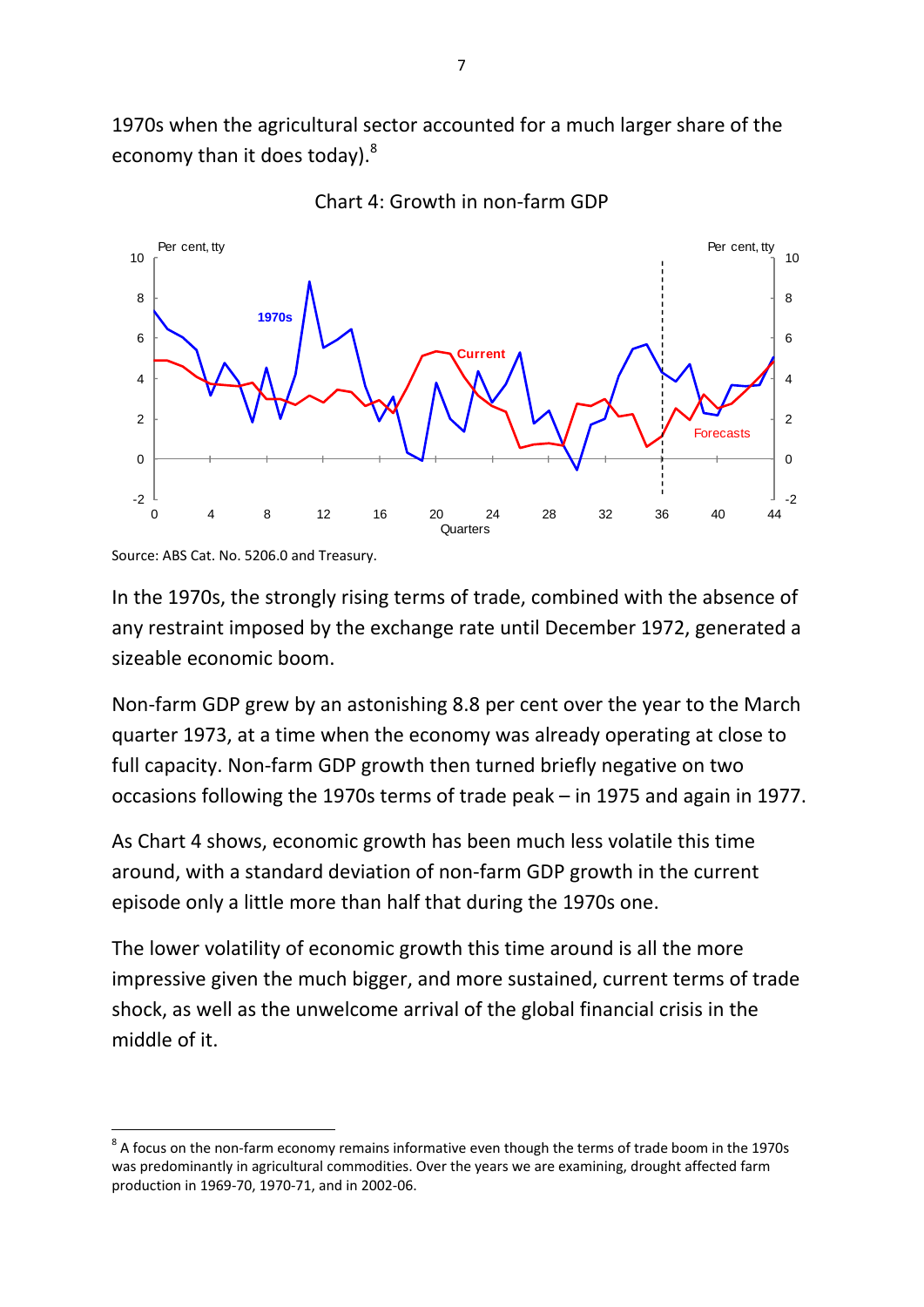1970s when the agricultural sector accounted for a much larger share of the economy than it does today).[8]

Chart 4: Growth in non-farm GDP

Source: ABS Cat. No. 5206.0 and Treasury.

In the 1970s, the strongly rising terms of trade, combined with the absence of any restraint imposed by the exchange rate until December 1972, generated a sizeable economic boom.

Non-farm GDP grew by an astonishing 8.8 per cent over the year to the March quarter 1973, at a time when the economy was already operating at close to full capacity. Non-farm GDP growth then turned briefly negative on two occasions following the 1970s terms of trade peak – in 1975 and again in 1977.

As Chart 4 shows, economic growth has been much less volatile this time around, with a standard deviation of non-farm GDP growth in the current episode only a little more than half that during the 1970s one.

The lower volatility of economic growth this time around is all the more impressive given the much bigger, and more sustained, current terms of trade shock, as well as the unwelcome arrival of the global financial crisis in the middle of it.

---

[8] A focus on the non-farm economy remains informative even though the terms of trade boom in the 1970s was predominantly in agricultural commodities. Over the years we are examining, drought affected farm production in 1969-70, 1970-71, and in 2002-06.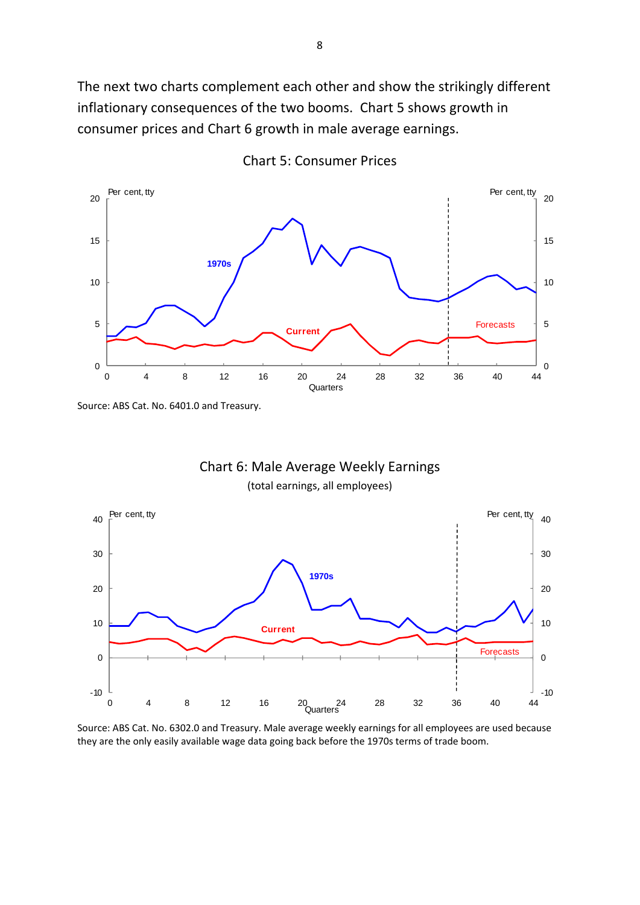The next two charts complement each other and show the strikingly different inflationary consequences of the two booms. Chart 5 shows growth in consumer prices and Chart 6 growth in male average earnings.

Chart 5: Consumer Prices

Source: ABS Cat. No. 6401.0 and Treasury.

Chart 6: Male Average Weekly Earnings

(total earnings, all employees)

Source: ABS Cat. No. 6302.0 and Treasury. Male average weekly earnings for all employees are used because they are the only easily available wage data going back before the 1970s terms of trade boom.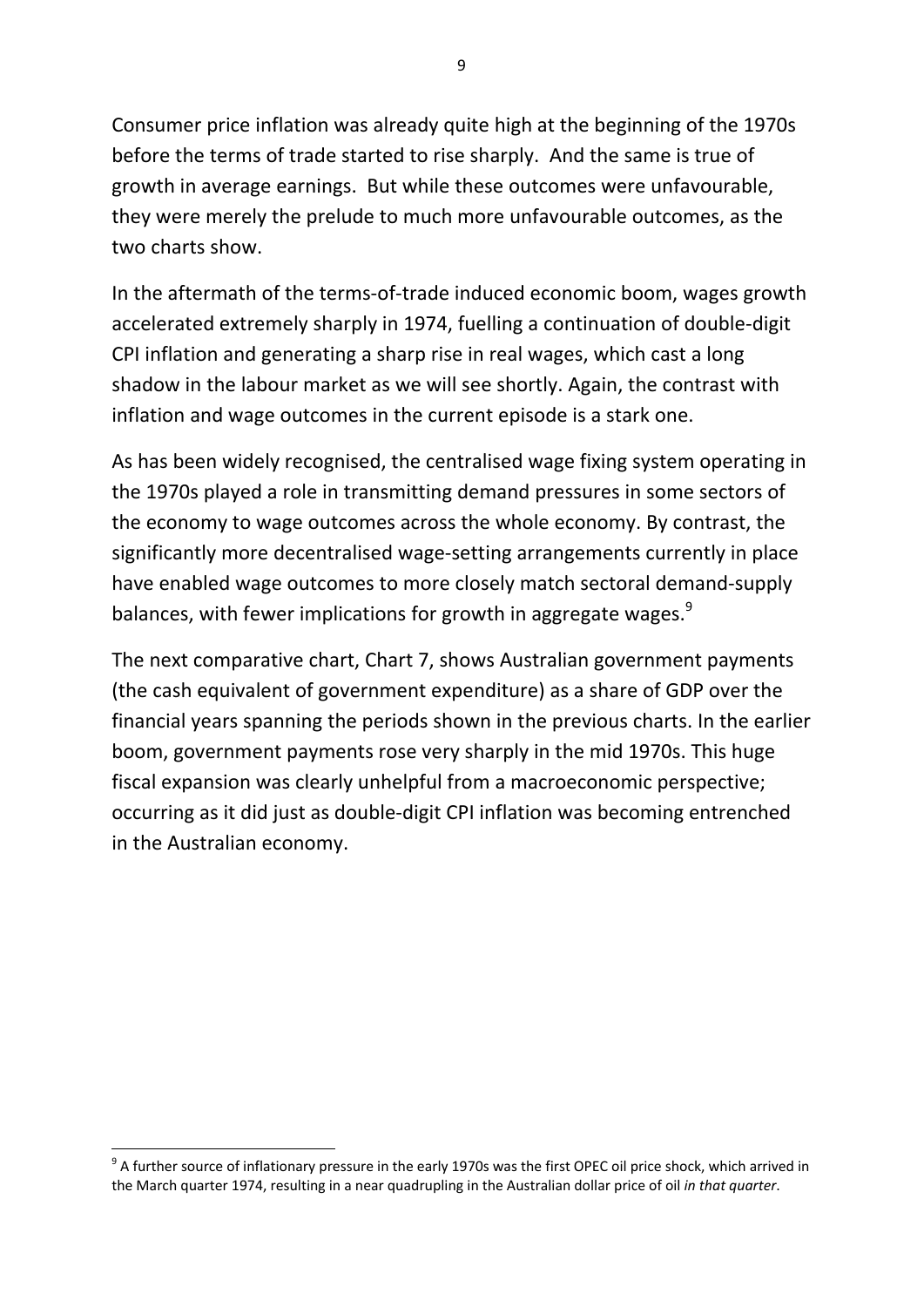Consumer price inflation was already quite high at the beginning of the 1970s before the terms of trade started to rise sharply. And the same is true of growth in average earnings. But while these outcomes were unfavourable, they were merely the prelude to much more unfavourable outcomes, as the two charts show.

In the aftermath of the terms-of-trade induced economic boom, wages growth accelerated extremely sharply in 1974, fuelling a continuation of double-digit CPI inflation and generating a sharp rise in real wages, which cast a long shadow in the labour market as we will see shortly. Again, the contrast with inflation and wage outcomes in the current episode is a stark one.

As has been widely recognised, the centralised wage fixing system operating in the 1970s played a role in transmitting demand pressures in some sectors of the economy to wage outcomes across the whole economy. By contrast, the significantly more decentralised wage-setting arrangements currently in place have enabled wage outcomes to more closely match sectoral demand-supply balances, with fewer implications for growth in aggregate wages.[9]

The next comparative chart, Chart 7, shows Australian government payments (the cash equivalent of government expenditure) as a share of GDP over the financial years spanning the periods shown in the previous charts. In the earlier boom, government payments rose very sharply in the mid 1970s. This huge fiscal expansion was clearly unhelpful from a macroeconomic perspective; occurring as it did just as double-digit CPI inflation was becoming entrenched in the Australian economy.

[9] A further source of inflationary pressure in the early 1970s was the first OPEC oil price shock, which arrived in the March quarter 1974, resulting in a near quadrupling in the Australian dollar price of oil *in that quarter*.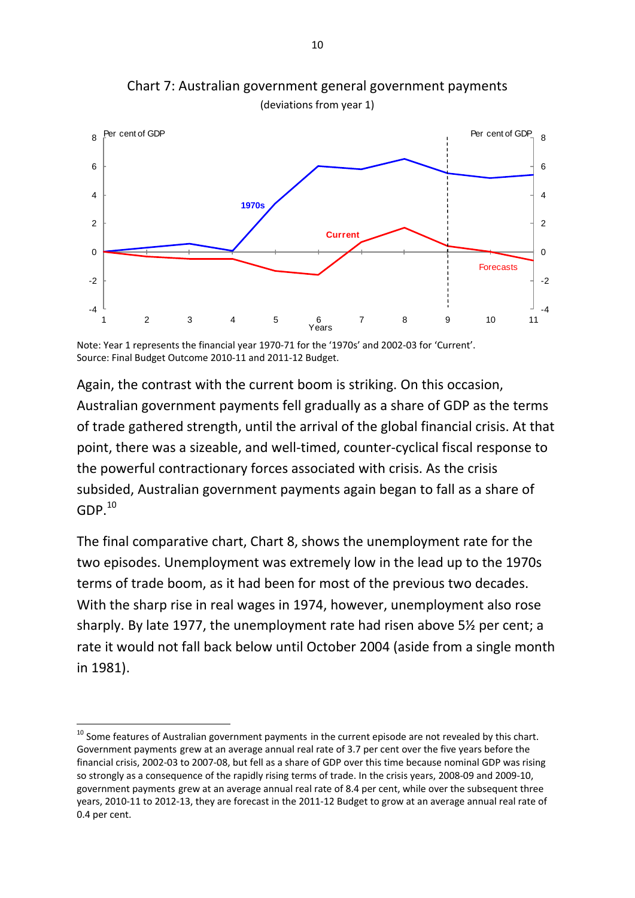Chart 7: Australian government general government payments

(deviations from year 1)

Note: Year 1 represents the financial year 1970-71 for the '1970s' and 2002-03 for 'Current'.
Source: Final Budget Outcome 2010-11 and 2011-12 Budget.

Again, the contrast with the current boom is striking. On this occasion, Australian government payments fell gradually as a share of GDP as the terms of trade gathered strength, until the arrival of the global financial crisis. At that point, there was a sizeable, and well-timed, counter-cyclical fiscal response to the powerful contractionary forces associated with crisis. As the crisis subsided, Australian government payments again began to fall as a share of GDP.[10]

The final comparative chart, Chart 8, shows the unemployment rate for the two episodes. Unemployment was extremely low in the lead up to the 1970s terms of trade boom, as it had been for most of the previous two decades. With the sharp rise in real wages in 1974, however, unemployment also rose sharply. By late 1977, the unemployment rate had risen above 5½ per cent; a rate it would not fall back below until October 2004 (aside from a single month in 1981).

---

[10] Some features of Australian government payments in the current episode are not revealed by this chart. Government payments grew at an average annual real rate of 3.7 per cent over the five years before the financial crisis, 2002-03 to 2007-08, but fell as a share of GDP over this time because nominal GDP was rising so strongly as a consequence of the rapidly rising terms of trade. In the crisis years, 2008-09 and 2009-10, government payments grew at an average annual real rate of 8.4 per cent, while over the subsequent three years, 2010-11 to 2012-13, they are forecast in the 2011-12 Budget to grow at an average annual real rate of 0.4 per cent.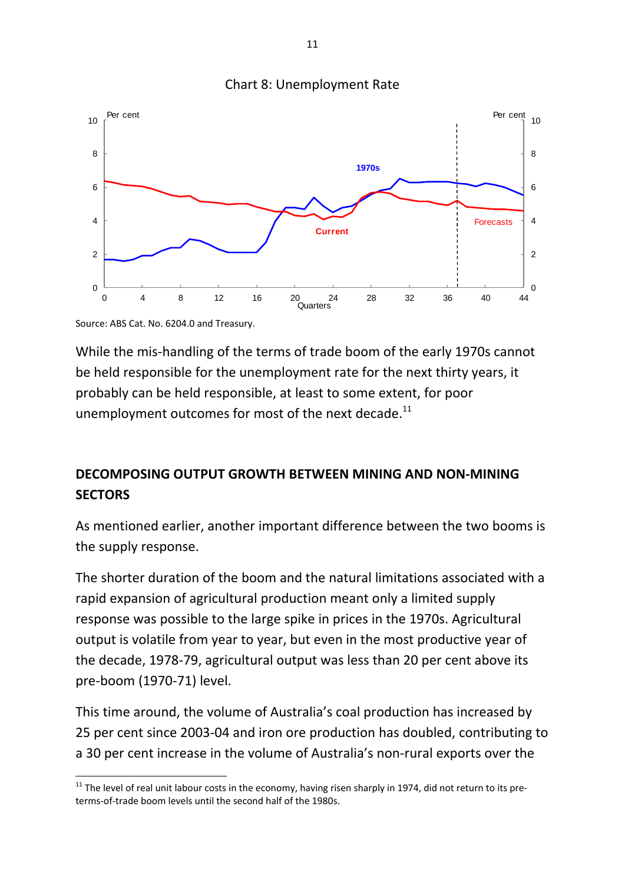Chart 8: Unemployment Rate

Source: ABS Cat. No. 6204.0 and Treasury.

While the mis-handling of the terms of trade boom of the early 1970s cannot be held responsible for the unemployment rate for the next thirty years, it probably can be held responsible, at least to some extent, for poor unemployment outcomes for most of the next decade.[11]

## DECOMPOSING OUTPUT GROWTH BETWEEN MINING AND NON-MINING SECTORS

As mentioned earlier, another important difference between the two booms is the supply response.

The shorter duration of the boom and the natural limitations associated with a rapid expansion of agricultural production meant only a limited supply response was possible to the large spike in prices in the 1970s. Agricultural output is volatile from year to year, but even in the most productive year of the decade, 1978-79, agricultural output was less than 20 per cent above its pre-boom (1970-71) level.

This time around, the volume of Australia's coal production has increased by 25 per cent since 2003-04 and iron ore production has doubled, contributing to a 30 per cent increase in the volume of Australia's non-rural exports over the

[11] The level of real unit labour costs in the economy, having risen sharply in 1974, did not return to its pre-terms-of-trade boom levels until the second half of the 1980s.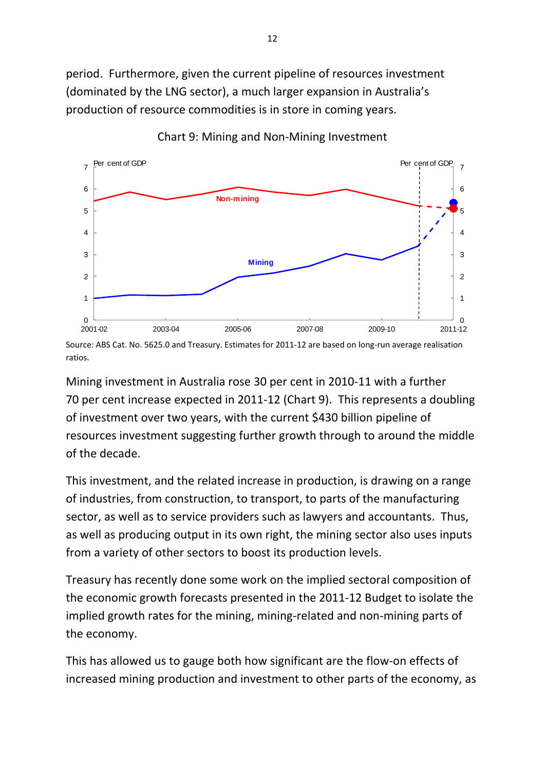period. Furthermore, given the current pipeline of resources investment (dominated by the LNG sector), a much larger expansion in Australia's production of resource commodities is in store in coming years.

Chart 9: Mining and Non-Mining Investment

Source: ABS Cat. No. 5625.0 and Treasury. Estimates for 2011-12 are based on long-run average realisation ratios.

Mining investment in Australia rose 30 per cent in 2010-11 with a further 70 per cent increase expected in 2011-12 (Chart 9). This represents a doubling of investment over two years, with the current $430 billion pipeline of resources investment suggesting further growth through to around the middle of the decade.

This investment, and the related increase in production, is drawing on a range of industries, from construction, to transport, to parts of the manufacturing sector, as well as to service providers such as lawyers and accountants. Thus, as well as producing output in its own right, the mining sector also uses inputs from a variety of other sectors to boost its production levels.

Treasury has recently done some work on the implied sectoral composition of the economic growth forecasts presented in the 2011-12 Budget to isolate the implied growth rates for the mining, mining-related and non-mining parts of the economy.

This has allowed us to gauge both how significant are the flow-on effects of increased mining production and investment to other parts of the economy, as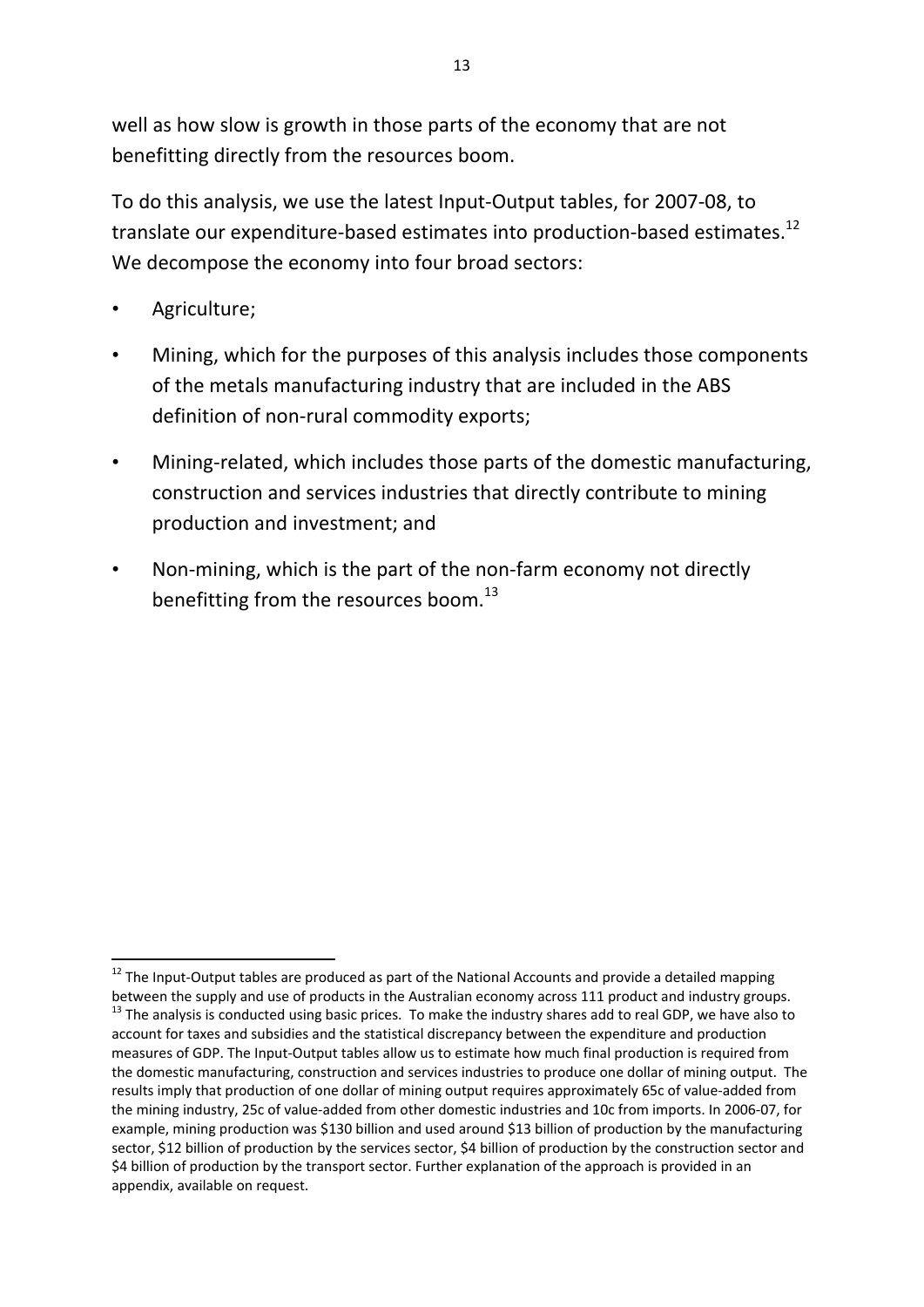well as how slow is growth in those parts of the economy that are not benefitting directly from the resources boom.

To do this analysis, we use the latest Input-Output tables, for 2007-08, to translate our expenditure-based estimates into production-based estimates.[12] We decompose the economy into four broad sectors:

- Agriculture;
- Mining, which for the purposes of this analysis includes those components of the metals manufacturing industry that are included in the ABS definition of non-rural commodity exports;
- Mining-related, which includes those parts of the domestic manufacturing, construction and services industries that directly contribute to mining production and investment; and
- Non-mining, which is the part of the non-farm economy not directly benefitting from the resources boom.[13]

---

[12] The Input-Output tables are produced as part of the National Accounts and provide a detailed mapping between the supply and use of products in the Australian economy across 111 product and industry groups.

[13] The analysis is conducted using basic prices. To make the industry shares add to real GDP, we have also to account for taxes and subsidies and the statistical discrepancy between the expenditure and production measures of GDP. The Input-Output tables allow us to estimate how much final production is required from the domestic manufacturing, construction and services industries to produce one dollar of mining output. The results imply that production of one dollar of mining output requires approximately 65c of value-added from the mining industry, 25c of value-added from other domestic industries and 10c from imports. In 2006-07, for example, mining production was $130 billion and used around $13 billion of production by the manufacturing sector, $12 billion of production by the services sector, $4 billion of production by the construction sector and $4 billion of production by the transport sector. Further explanation of the approach is provided in an appendix, available on request.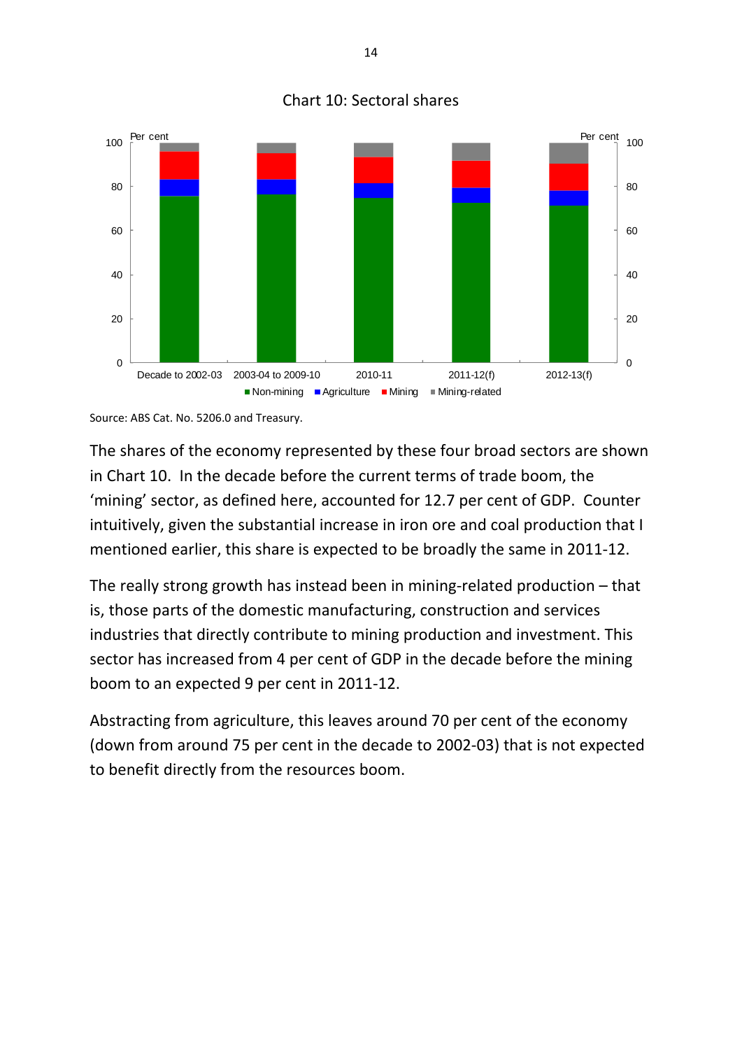Chart 10: Sectoral shares

Source: ABS Cat. No. 5206.0 and Treasury.

The shares of the economy represented by these four broad sectors are shown in Chart 10. In the decade before the current terms of trade boom, the 'mining' sector, as defined here, accounted for 12.7 per cent of GDP. Counter intuitively, given the substantial increase in iron ore and coal production that I mentioned earlier, this share is expected to be broadly the same in 2011-12.

The really strong growth has instead been in mining-related production – that is, those parts of the domestic manufacturing, construction and services industries that directly contribute to mining production and investment. This sector has increased from 4 per cent of GDP in the decade before the mining boom to an expected 9 per cent in 2011-12.

Abstracting from agriculture, this leaves around 70 per cent of the economy (down from around 75 per cent in the decade to 2002-03) that is not expected to benefit directly from the resources boom.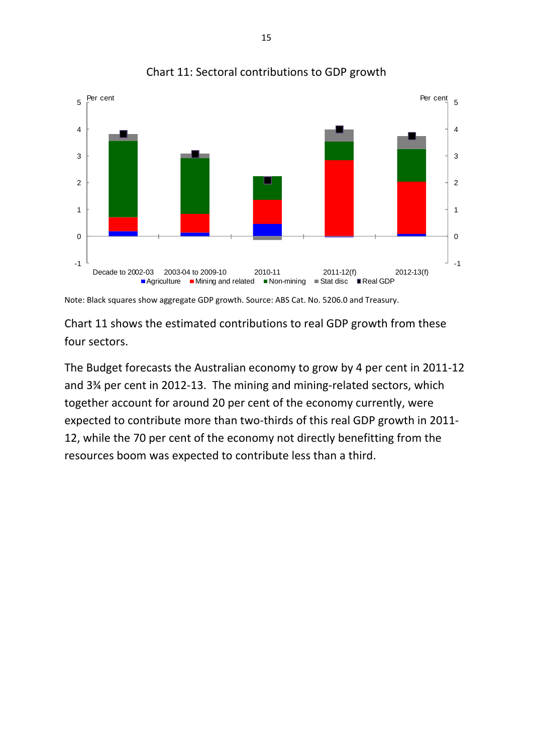Chart 11: Sectoral contributions to GDP growth

Note: Black squares show aggregate GDP growth. Source: ABS Cat. No. 5206.0 and Treasury.

Chart 11 shows the estimated contributions to real GDP growth from these four sectors.

The Budget forecasts the Australian economy to grow by 4 per cent in 2011-12 and 3¾ per cent in 2012-13. The mining and mining-related sectors, which together account for around 20 per cent of the economy currently, were expected to contribute more than two-thirds of this real GDP growth in 2011-12, while the 70 per cent of the economy not directly benefitting from the resources boom was expected to contribute less than a third.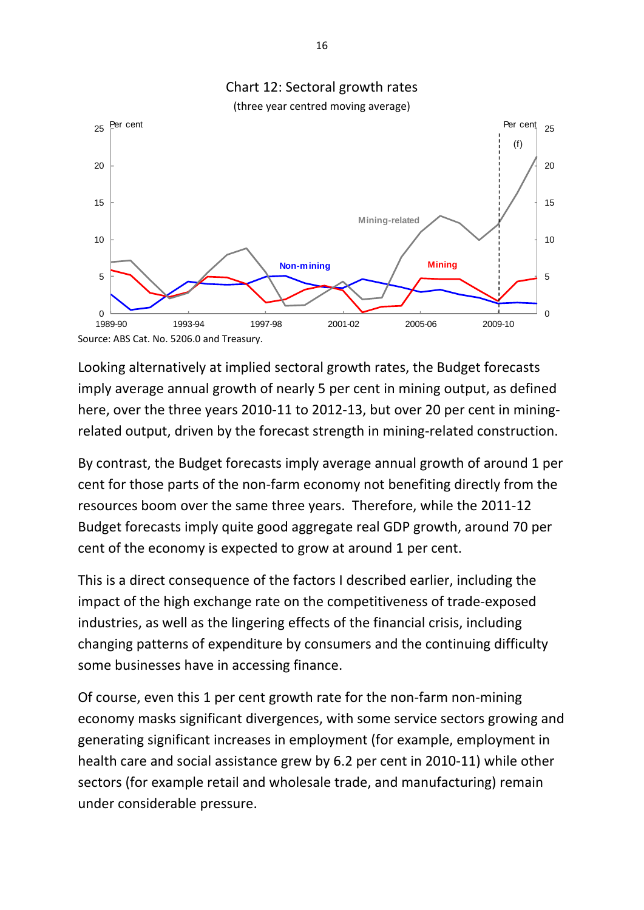Chart 12: Sectoral growth rates

(three year centred moving average)

Source: ABS Cat. No. 5206.0 and Treasury.

Looking alternatively at implied sectoral growth rates, the Budget forecasts imply average annual growth of nearly 5 per cent in mining output, as defined here, over the three years 2010-11 to 2012-13, but over 20 per cent in mining-related output, driven by the forecast strength in mining-related construction.

By contrast, the Budget forecasts imply average annual growth of around 1 per cent for those parts of the non-farm economy not benefiting directly from the resources boom over the same three years. Therefore, while the 2011-12 Budget forecasts imply quite good aggregate real GDP growth, around 70 per cent of the economy is expected to grow at around 1 per cent.

This is a direct consequence of the factors I described earlier, including the impact of the high exchange rate on the competitiveness of trade-exposed industries, as well as the lingering effects of the financial crisis, including changing patterns of expenditure by consumers and the continuing difficulty some businesses have in accessing finance.

Of course, even this 1 per cent growth rate for the non-farm non-mining economy masks significant divergences, with some service sectors growing and generating significant increases in employment (for example, employment in health care and social assistance grew by 6.2 per cent in 2010-11) while other sectors (for example retail and wholesale trade, and manufacturing) remain under considerable pressure.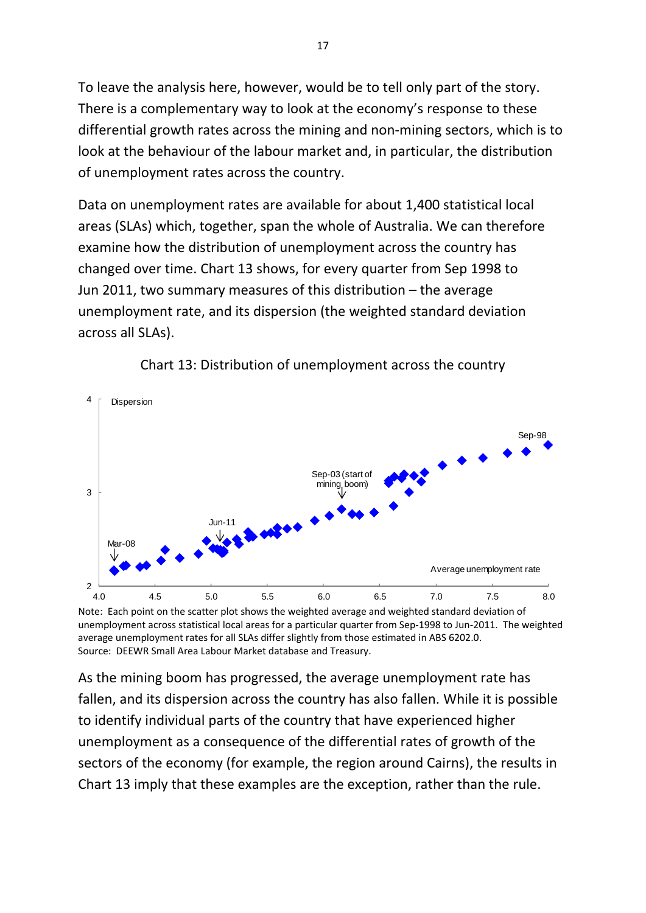To leave the analysis here, however, would be to tell only part of the story. There is a complementary way to look at the economy's response to these differential growth rates across the mining and non-mining sectors, which is to look at the behaviour of the labour market and, in particular, the distribution of unemployment rates across the country.

Data on unemployment rates are available for about 1,400 statistical local areas (SLAs) which, together, span the whole of Australia. We can therefore examine how the distribution of unemployment across the country has changed over time. Chart 13 shows, for every quarter from Sep 1998 to Jun 2011, two summary measures of this distribution – the average unemployment rate, and its dispersion (the weighted standard deviation across all SLAs).

Chart 13: Distribution of unemployment across the country

Note: Each point on the scatter plot shows the weighted average and weighted standard deviation of unemployment across statistical local areas for a particular quarter from Sep-1998 to Jun-2011. The weighted average unemployment rates for all SLAs differ slightly from those estimated in ABS 6202.0.
Source: DEEWR Small Area Labour Market database and Treasury.

As the mining boom has progressed, the average unemployment rate has fallen, and its dispersion across the country has also fallen. While it is possible to identify individual parts of the country that have experienced higher unemployment as a consequence of the differential rates of growth of the sectors of the economy (for example, the region around Cairns), the results in Chart 13 imply that these examples are the exception, rather than the rule.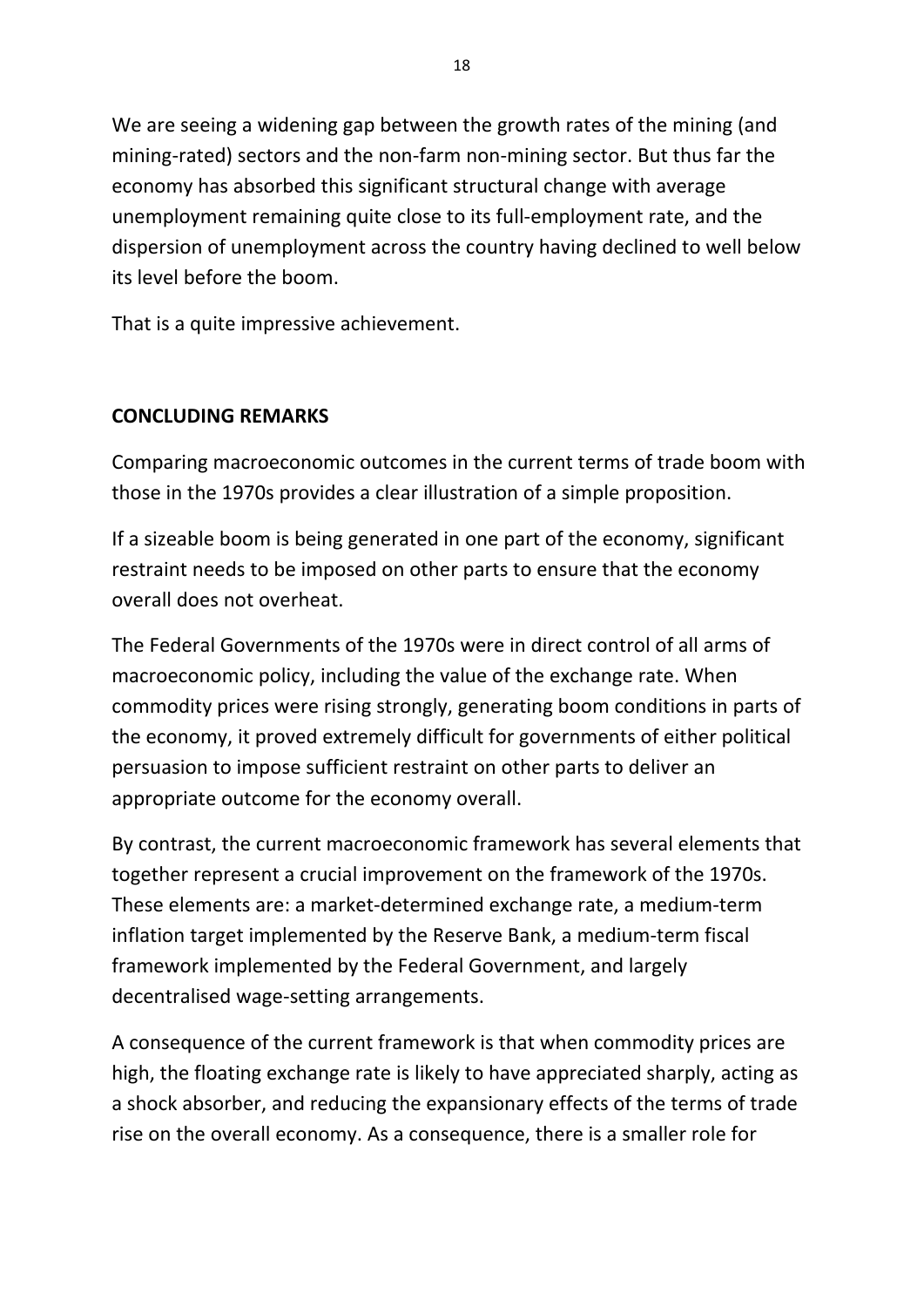We are seeing a widening gap between the growth rates of the mining (and mining-rated) sectors and the non-farm non-mining sector. But thus far the economy has absorbed this significant structural change with average unemployment remaining quite close to its full-employment rate, and the dispersion of unemployment across the country having declined to well below its level before the boom.

That is a quite impressive achievement.

## CONCLUDING REMARKS

Comparing macroeconomic outcomes in the current terms of trade boom with those in the 1970s provides a clear illustration of a simple proposition.

If a sizeable boom is being generated in one part of the economy, significant restraint needs to be imposed on other parts to ensure that the economy overall does not overheat.

The Federal Governments of the 1970s were in direct control of all arms of macroeconomic policy, including the value of the exchange rate. When commodity prices were rising strongly, generating boom conditions in parts of the economy, it proved extremely difficult for governments of either political persuasion to impose sufficient restraint on other parts to deliver an appropriate outcome for the economy overall.

By contrast, the current macroeconomic framework has several elements that together represent a crucial improvement on the framework of the 1970s. These elements are: a market-determined exchange rate, a medium-term inflation target implemented by the Reserve Bank, a medium-term fiscal framework implemented by the Federal Government, and largely decentralised wage-setting arrangements.

A consequence of the current framework is that when commodity prices are high, the floating exchange rate is likely to have appreciated sharply, acting as a shock absorber, and reducing the expansionary effects of the terms of trade rise on the overall economy. As a consequence, there is a smaller role for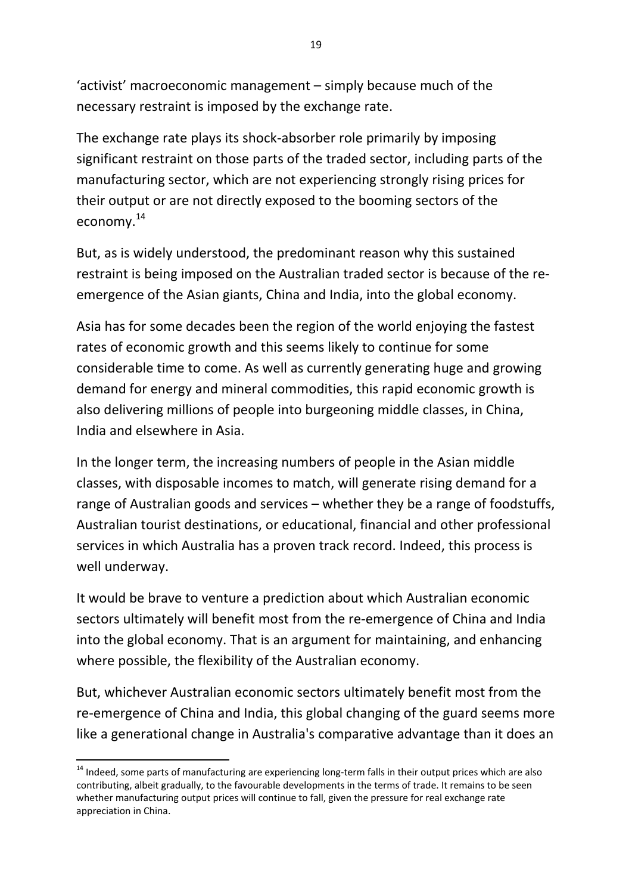'activist' macroeconomic management – simply because much of the necessary restraint is imposed by the exchange rate.

The exchange rate plays its shock-absorber role primarily by imposing significant restraint on those parts of the traded sector, including parts of the manufacturing sector, which are not experiencing strongly rising prices for their output or are not directly exposed to the booming sectors of the economy.[14]

But, as is widely understood, the predominant reason why this sustained restraint is being imposed on the Australian traded sector is because of the re-emergence of the Asian giants, China and India, into the global economy.

Asia has for some decades been the region of the world enjoying the fastest rates of economic growth and this seems likely to continue for some considerable time to come. As well as currently generating huge and growing demand for energy and mineral commodities, this rapid economic growth is also delivering millions of people into burgeoning middle classes, in China, India and elsewhere in Asia.

In the longer term, the increasing numbers of people in the Asian middle classes, with disposable incomes to match, will generate rising demand for a range of Australian goods and services – whether they be a range of foodstuffs, Australian tourist destinations, or educational, financial and other professional services in which Australia has a proven track record. Indeed, this process is well underway.

It would be brave to venture a prediction about which Australian economic sectors ultimately will benefit most from the re-emergence of China and India into the global economy. That is an argument for maintaining, and enhancing where possible, the flexibility of the Australian economy.

But, whichever Australian economic sectors ultimately benefit most from the re-emergence of China and India, this global changing of the guard seems more like a generational change in Australia's comparative advantage than it does an

[14] Indeed, some parts of manufacturing are experiencing long-term falls in their output prices which are also contributing, albeit gradually, to the favourable developments in the terms of trade. It remains to be seen whether manufacturing output prices will continue to fall, given the pressure for real exchange rate appreciation in China.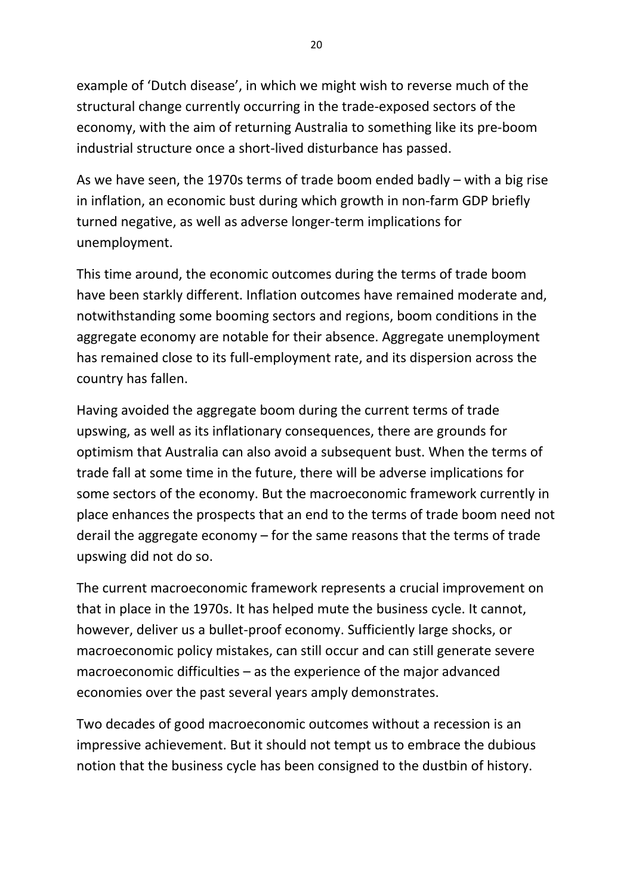example of 'Dutch disease', in which we might wish to reverse much of the structural change currently occurring in the trade-exposed sectors of the economy, with the aim of returning Australia to something like its pre-boom industrial structure once a short-lived disturbance has passed.

As we have seen, the 1970s terms of trade boom ended badly – with a big rise in inflation, an economic bust during which growth in non-farm GDP briefly turned negative, as well as adverse longer-term implications for unemployment.

This time around, the economic outcomes during the terms of trade boom have been starkly different. Inflation outcomes have remained moderate and, notwithstanding some booming sectors and regions, boom conditions in the aggregate economy are notable for their absence. Aggregate unemployment has remained close to its full-employment rate, and its dispersion across the country has fallen.

Having avoided the aggregate boom during the current terms of trade upswing, as well as its inflationary consequences, there are grounds for optimism that Australia can also avoid a subsequent bust. When the terms of trade fall at some time in the future, there will be adverse implications for some sectors of the economy. But the macroeconomic framework currently in place enhances the prospects that an end to the terms of trade boom need not derail the aggregate economy – for the same reasons that the terms of trade upswing did not do so.

The current macroeconomic framework represents a crucial improvement on that in place in the 1970s. It has helped mute the business cycle. It cannot, however, deliver us a bullet-proof economy. Sufficiently large shocks, or macroeconomic policy mistakes, can still occur and can still generate severe macroeconomic difficulties – as the experience of the major advanced economies over the past several years amply demonstrates.

Two decades of good macroeconomic outcomes without a recession is an impressive achievement. But it should not tempt us to embrace the dubious notion that the business cycle has been consigned to the dustbin of history.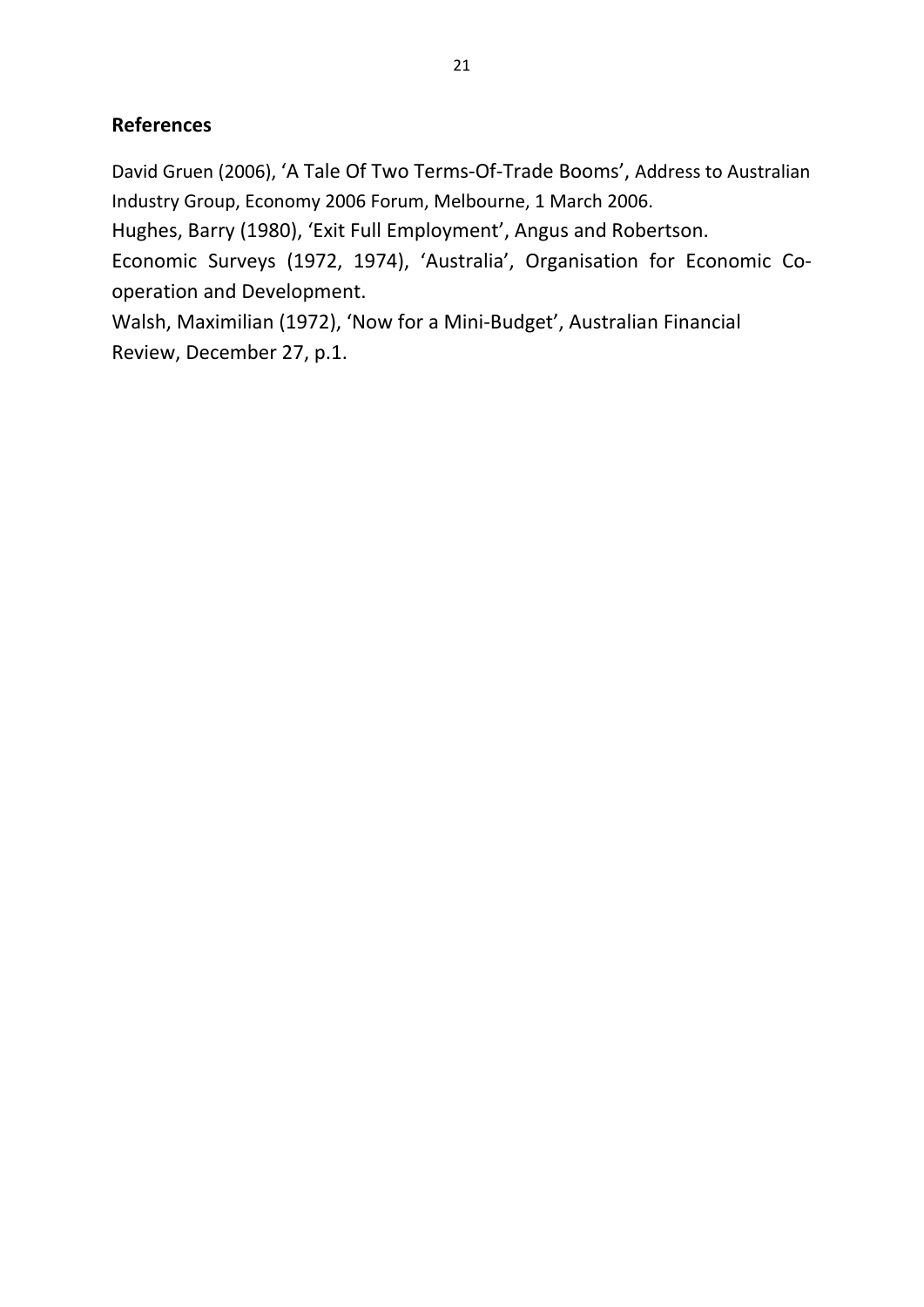## References

David Gruen (2006), 'A Tale Of Two Terms-Of-Trade Booms', Address to Australian Industry Group, Economy 2006 Forum, Melbourne, 1 March 2006.

Hughes, Barry (1980), 'Exit Full Employment', Angus and Robertson.

Economic Surveys (1972, 1974), 'Australia', Organisation for Economic Co-operation and Development.

Walsh, Maximilian (1972), 'Now for a Mini-Budget', Australian Financial Review, December 27, p.1.